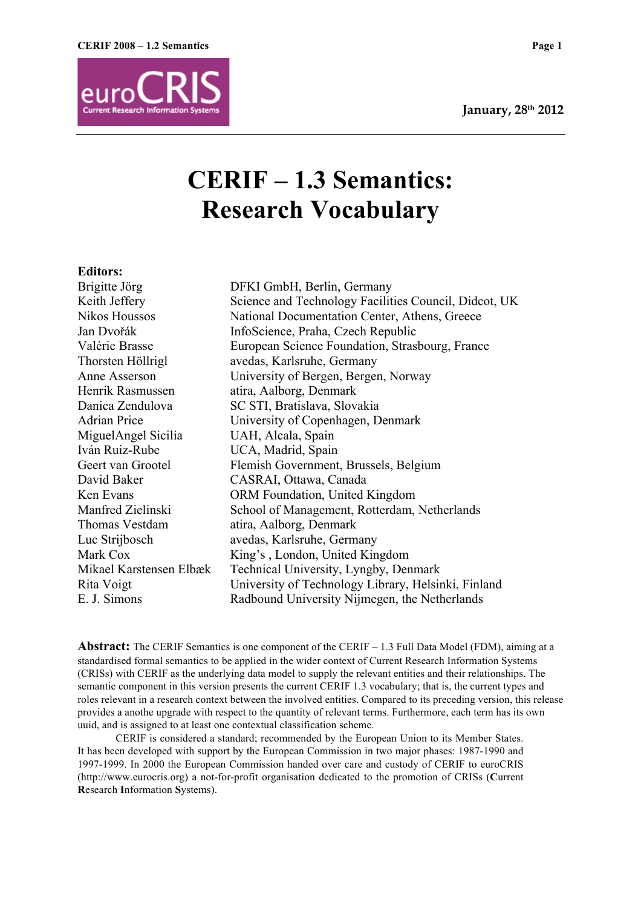January, 28th 2012

# CERIF – 1.3 Semantics: Research Vocabulary

**Editors:**

| | |
|---|---|
| Brigitte Jörg | DFKI GmbH, Berlin, Germany |
| Keith Jeffery | Science and Technology Facilities Council, Didcot, UK |
| Nikos Houssos | National Documentation Center, Athens, Greece |
| Jan Dvořák | InfoScience, Praha, Czech Republic |
| Valérie Brasse | European Science Foundation, Strasbourg, France |
| Thorsten Höllrigl | avedas, Karlsruhe, Germany |
| Anne Asserson | University of Bergen, Bergen, Norway |
| Henrik Rasmussen | atira, Aalborg, Denmark |
| Danica Zendulova | SC STI, Bratislava, Slovakia |
| Adrian Price | University of Copenhagen, Denmark |
| MiguelAngel Sicilia | UAH, Alcala, Spain |
| Iván Ruiz-Rube | UCA, Madrid, Spain |
| Geert van Grootel | Flemish Government, Brussels, Belgium |
| David Baker | CASRAI, Ottawa, Canada |
| Ken Evans | ORM Foundation, United Kingdom |
| Manfred Zielinski | School of Management, Rotterdam, Netherlands |
| Thomas Vestdam | atira, Aalborg, Denmark |
| Luc Strijbosch | avedas, Karlsruhe, Germany |
| Mark Cox | King's , London, United Kingdom |
| Mikael Karstensen Elbæk | Technical University, Lyngby, Denmark |
| Rita Voigt | University of Technology Library, Helsinki, Finland |
| E. J. Simons | Radbound University Nijmegen, the Netherlands |

**Abstract:** The CERIF Semantics is one component of the CERIF – 1.3 Full Data Model (FDM), aiming at a standardised formal semantics to be applied in the wider context of Current Research Information Systems (CRISs) with CERIF as the underlying data model to supply the relevant entities and their relationships. The semantic component in this version presents the current CERIF 1.3 vocabulary; that is, the current types and roles relevant in a research context between the involved entities. Compared to its preceding version, this release provides a anothe upgrade with respect to the quantity of relevant terms. Furthermore, each term has its own uuid, and is assigned to at least one contextual classification scheme.

CERIF is considered a standard; recommended by the European Union to its Member States. It has been developed with support by the European Commission in two major phases: 1987-1990 and 1997-1999. In 2000 the European Commission handed over care and custody of CERIF to euroCRIS (http://www.eurocris.org) a not-for-profit organisation dedicated to the promotion of CRISs (**C**urrent **R**esearch **I**nformation **S**ystems).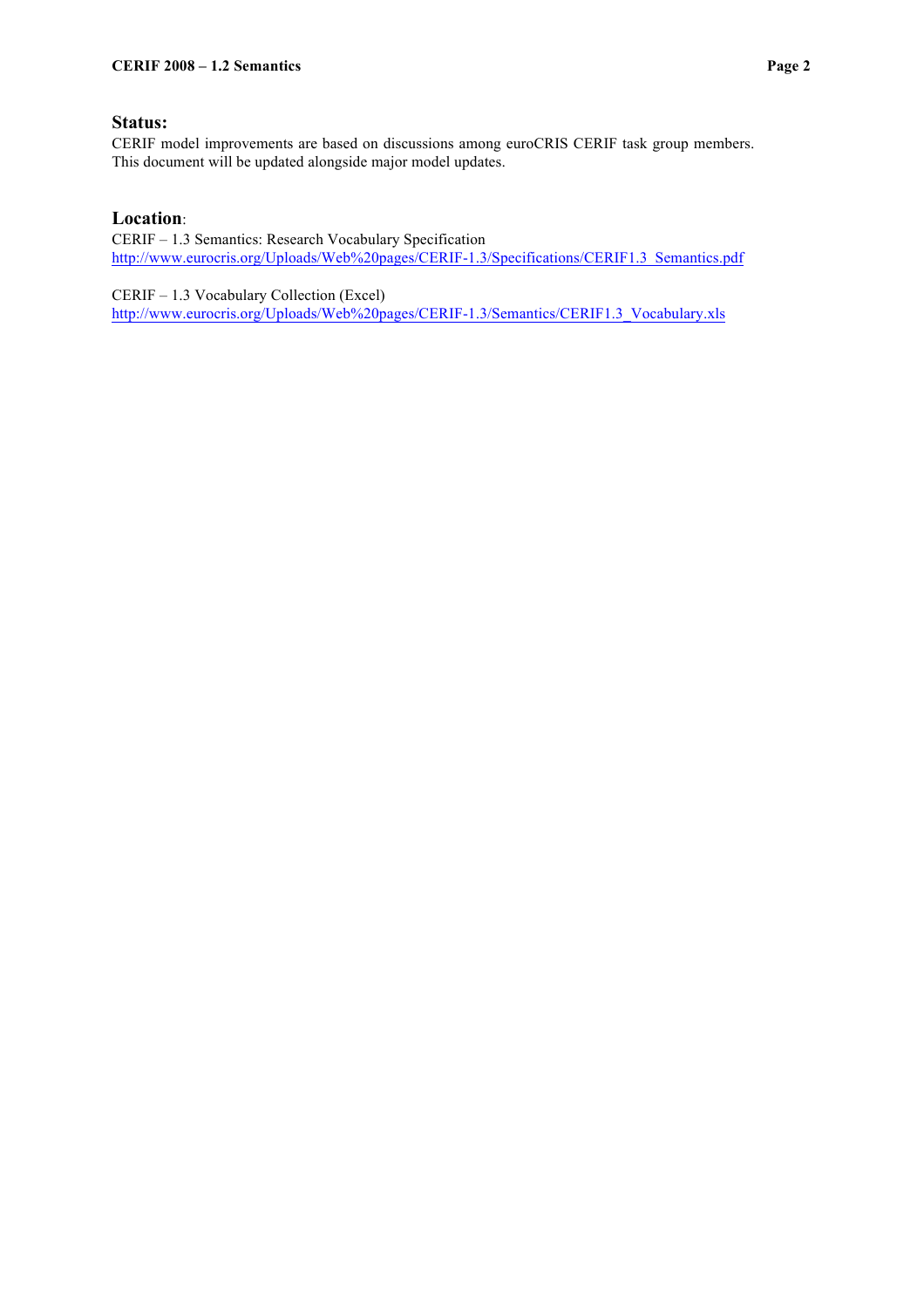## Status:

CERIF model improvements are based on discussions among euroCRIS CERIF task group members. This document will be updated alongside major model updates.

## Location:

CERIF – 1.3 Semantics: Research Vocabulary Specification
http://www.eurocris.org/Uploads/Web%20pages/CERIF-1.3/Specifications/CERIF1.3_Semantics.pdf

CERIF – 1.3 Vocabulary Collection (Excel)
http://www.eurocris.org/Uploads/Web%20pages/CERIF-1.3/Semantics/CERIF1.3_Vocabulary.xls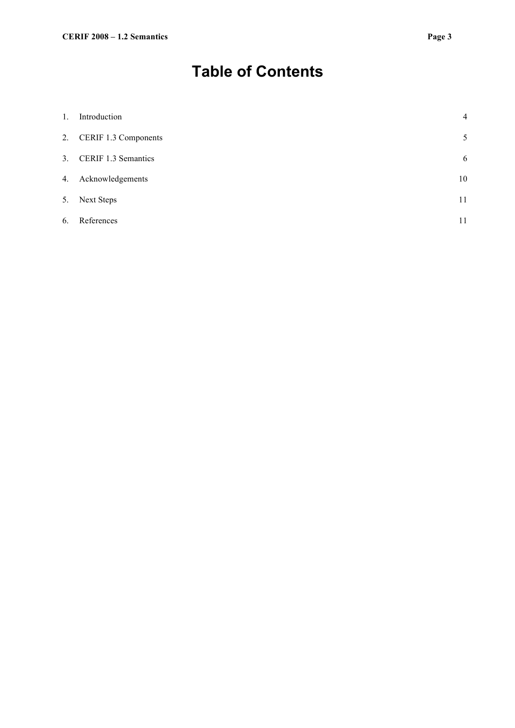# Table of Contents

1. Introduction 4
2. CERIF 1.3 Components 5
3. CERIF 1.3 Semantics 6
4. Acknowledgements 10
5. Next Steps 11
6. References 11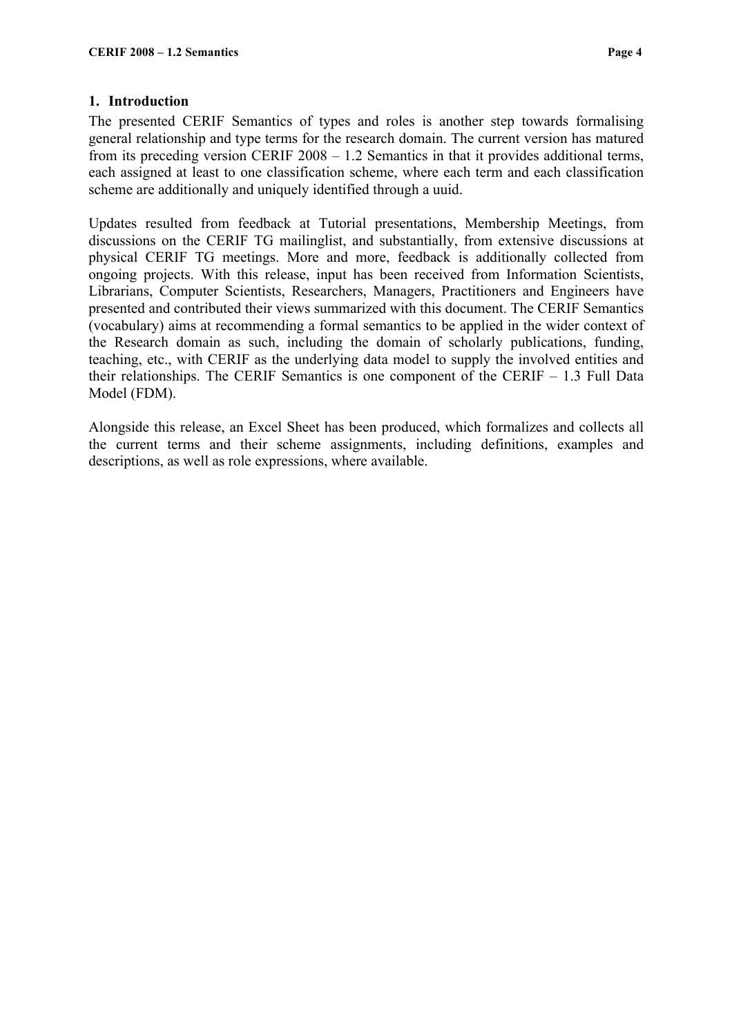## 1. Introduction

The presented CERIF Semantics of types and roles is another step towards formalising general relationship and type terms for the research domain. The current version has matured from its preceding version CERIF 2008 – 1.2 Semantics in that it provides additional terms, each assigned at least to one classification scheme, where each term and each classification scheme are additionally and uniquely identified through a uuid.

Updates resulted from feedback at Tutorial presentations, Membership Meetings, from discussions on the CERIF TG mailinglist, and substantially, from extensive discussions at physical CERIF TG meetings. More and more, feedback is additionally collected from ongoing projects. With this release, input has been received from Information Scientists, Librarians, Computer Scientists, Researchers, Managers, Practitioners and Engineers have presented and contributed their views summarized with this document. The CERIF Semantics (vocabulary) aims at recommending a formal semantics to be applied in the wider context of the Research domain as such, including the domain of scholarly publications, funding, teaching, etc., with CERIF as the underlying data model to supply the involved entities and their relationships. The CERIF Semantics is one component of the CERIF – 1.3 Full Data Model (FDM).

Alongside this release, an Excel Sheet has been produced, which formalizes and collects all the current terms and their scheme assignments, including definitions, examples and descriptions, as well as role expressions, where available.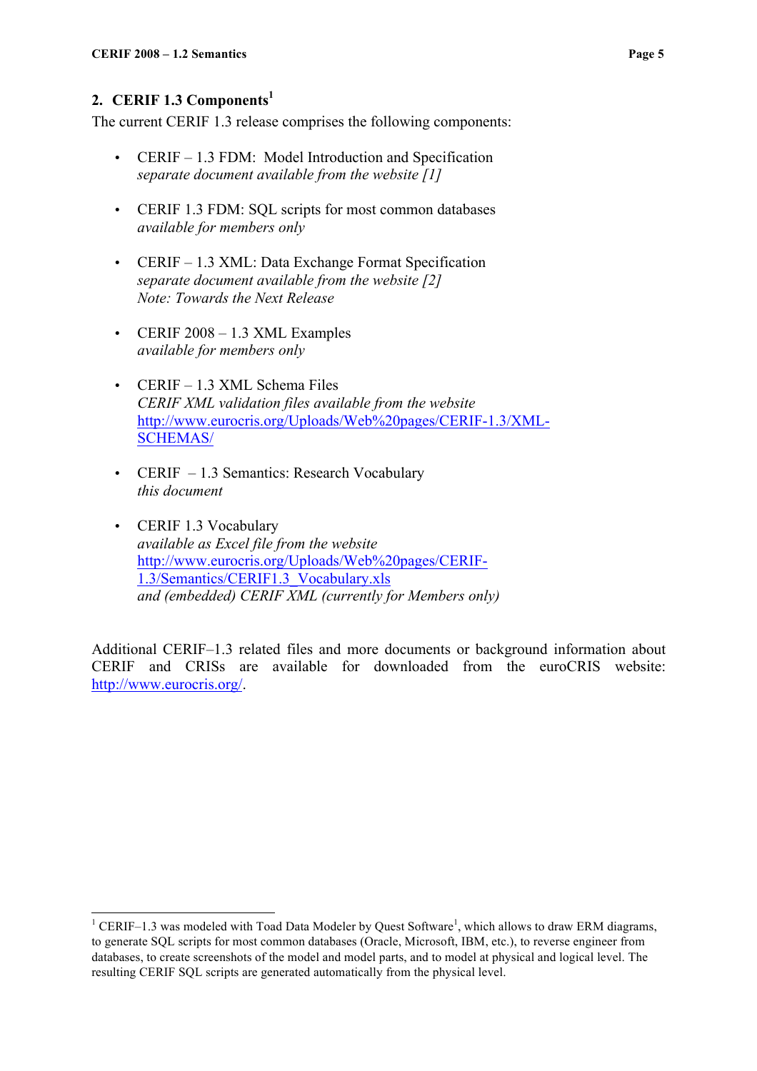## 2. CERIF 1.3 Components[1]

The current CERIF 1.3 release comprises the following components:

- CERIF – 1.3 FDM: Model Introduction and Specification
  *separate document available from the website [1]*

- CERIF 1.3 FDM: SQL scripts for most common databases
  *available for members only*

- CERIF – 1.3 XML: Data Exchange Format Specification
  *separate document available from the website [2]*
  *Note: Towards the Next Release*

- CERIF 2008 – 1.3 XML Examples
  *available for members only*

- CERIF – 1.3 XML Schema Files
  *CERIF XML validation files available from the website*
  http://www.eurocris.org/Uploads/Web%20pages/CERIF-1.3/XML-SCHEMAS/

- CERIF – 1.3 Semantics: Research Vocabulary
  *this document*

- CERIF 1.3 Vocabulary
  *available as Excel file from the website*
  http://www.eurocris.org/Uploads/Web%20pages/CERIF-1.3/Semantics/CERIF1.3_Vocabulary.xls
  *and (embedded) CERIF XML (currently for Members only)*

Additional CERIF–1.3 related files and more documents or background information about CERIF and CRISs are available for downloaded from the euroCRIS website: http://www.eurocris.org/.

---

[1] CERIF–1.3 was modeled with Toad Data Modeler by Quest Software[1], which allows to draw ERM diagrams, to generate SQL scripts for most common databases (Oracle, Microsoft, IBM, etc.), to reverse engineer from databases, to create screenshots of the model and model parts, and to model at physical and logical level. The resulting CERIF SQL scripts are generated automatically from the physical level.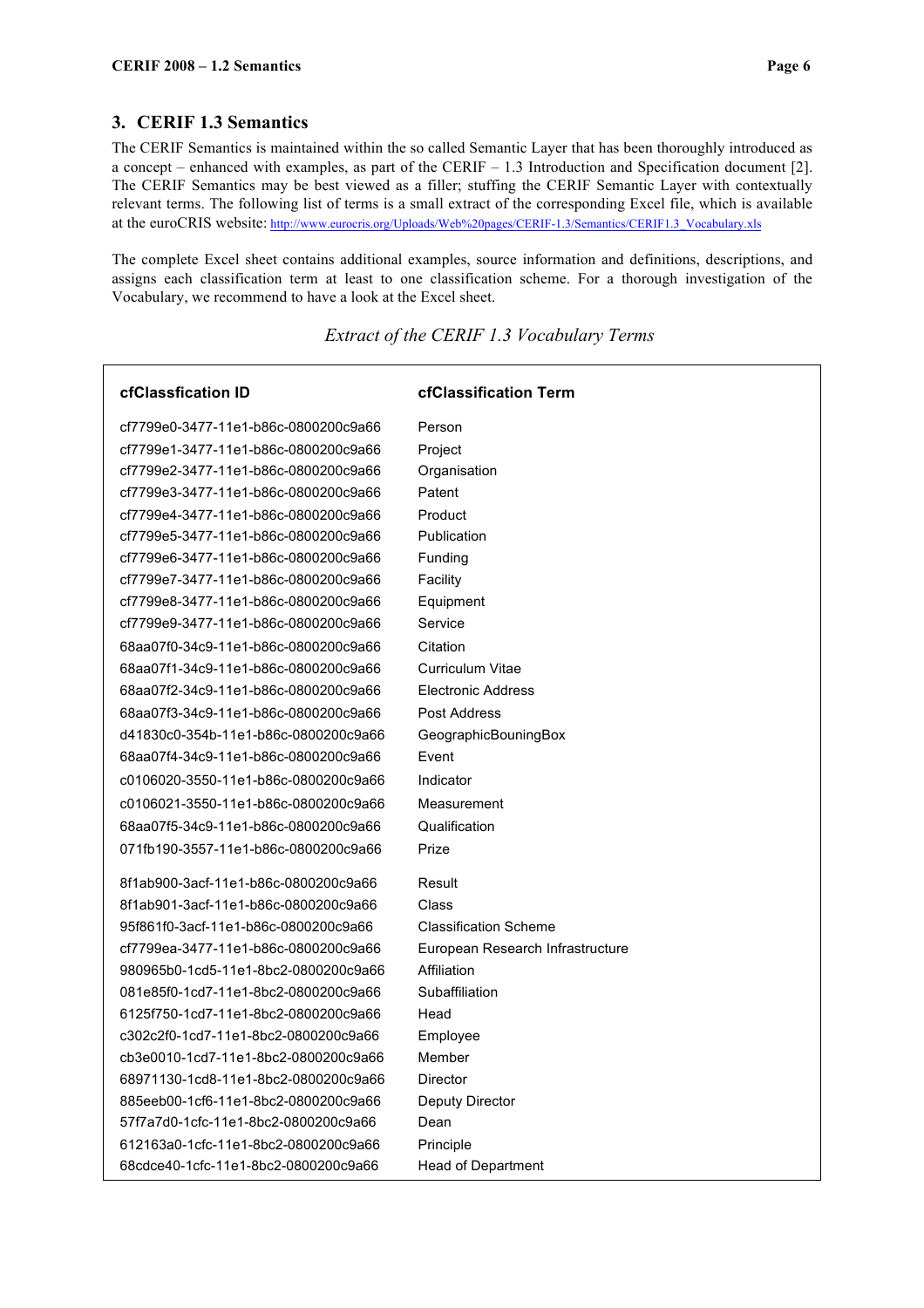## 3. CERIF 1.3 Semantics

The CERIF Semantics is maintained within the so called Semantic Layer that has been thoroughly introduced as a concept – enhanced with examples, as part of the CERIF – 1.3 Introduction and Specification document [2]. The CERIF Semantics may be best viewed as a filler; stuffing the CERIF Semantic Layer with contextually relevant terms. The following list of terms is a small extract of the corresponding Excel file, which is available at the euroCRIS website: http://www.eurocris.org/Uploads/Web%20pages/CERIF-1.3/Semantics/CERIF1.3_Vocabulary.xls

The complete Excel sheet contains additional examples, source information and definitions, descriptions, and assigns each classification term at least to one classification scheme. For a thorough investigation of the Vocabulary, we recommend to have a look at the Excel sheet.

*Extract of the CERIF 1.3 Vocabulary Terms*

| cfClassfication ID | cfClassification Term |
|---|---|
| cf7799e0-3477-11e1-b86c-0800200c9a66 | Person |
| cf7799e1-3477-11e1-b86c-0800200c9a66 | Project |
| cf7799e2-3477-11e1-b86c-0800200c9a66 | Organisation |
| cf7799e3-3477-11e1-b86c-0800200c9a66 | Patent |
| cf7799e4-3477-11e1-b86c-0800200c9a66 | Product |
| cf7799e5-3477-11e1-b86c-0800200c9a66 | Publication |
| cf7799e6-3477-11e1-b86c-0800200c9a66 | Funding |
| cf7799e7-3477-11e1-b86c-0800200c9a66 | Facility |
| cf7799e8-3477-11e1-b86c-0800200c9a66 | Equipment |
| cf7799e9-3477-11e1-b86c-0800200c9a66 | Service |
| 68aa07f0-34c9-11e1-b86c-0800200c9a66 | Citation |
| 68aa07f1-34c9-11e1-b86c-0800200c9a66 | Curriculum Vitae |
| 68aa07f2-34c9-11e1-b86c-0800200c9a66 | Electronic Address |
| 68aa07f3-34c9-11e1-b86c-0800200c9a66 | Post Address |
| d41830c0-354b-11e1-b86c-0800200c9a66 | GeographicBouningBox |
| 68aa07f4-34c9-11e1-b86c-0800200c9a66 | Event |
| c0106020-3550-11e1-b86c-0800200c9a66 | Indicator |
| c0106021-3550-11e1-b86c-0800200c9a66 | Measurement |
| 68aa07f5-34c9-11e1-b86c-0800200c9a66 | Qualification |
| 071fb190-3557-11e1-b86c-0800200c9a66 | Prize |
| 8f1ab900-3acf-11e1-b86c-0800200c9a66 | Result |
| 8f1ab901-3acf-11e1-b86c-0800200c9a66 | Class |
| 95f861f0-3acf-11e1-b86c-0800200c9a66 | Classification Scheme |
| cf7799ea-3477-11e1-b86c-0800200c9a66 | European Research Infrastructure |
| 980965b0-1cd5-11e1-8bc2-0800200c9a66 | Affiliation |
| 081e85f0-1cd7-11e1-8bc2-0800200c9a66 | Subaffiliation |
| 6125f750-1cd7-11e1-8bc2-0800200c9a66 | Head |
| c302c2f0-1cd7-11e1-8bc2-0800200c9a66 | Employee |
| cb3e0010-1cd7-11e1-8bc2-0800200c9a66 | Member |
| 68971130-1cd8-11e1-8bc2-0800200c9a66 | Director |
| 885eeb00-1cf6-11e1-8bc2-0800200c9a66 | Deputy Director |
| 57f7a7d0-1cfc-11e1-8bc2-0800200c9a66 | Dean |
| 612163a0-1cfc-11e1-8bc2-0800200c9a66 | Principle |
| 68cdce40-1cfc-11e1-8bc2-0800200c9a66 | Head of Department |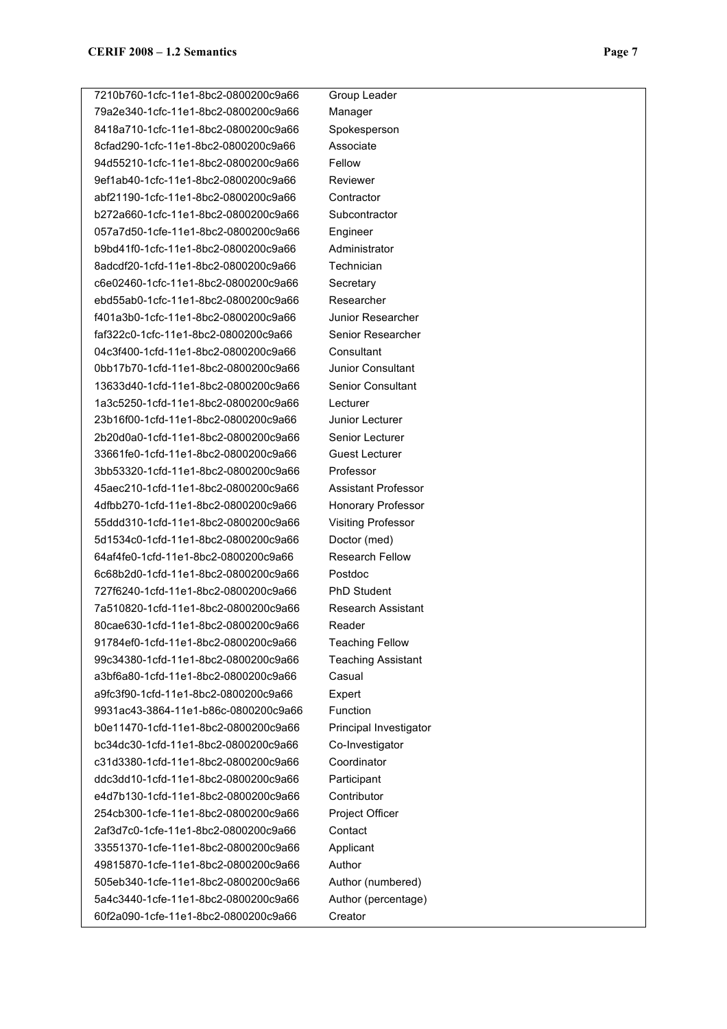| | |
|---|---|
| 7210b760-1cfc-11e1-8bc2-0800200c9a66 | Group Leader |
| 79a2e340-1cfc-11e1-8bc2-0800200c9a66 | Manager |
| 8418a710-1cfc-11e1-8bc2-0800200c9a66 | Spokesperson |
| 8cfad290-1cfc-11e1-8bc2-0800200c9a66 | Associate |
| 94d55210-1cfc-11e1-8bc2-0800200c9a66 | Fellow |
| 9ef1ab40-1cfc-11e1-8bc2-0800200c9a66 | Reviewer |
| abf21190-1cfc-11e1-8bc2-0800200c9a66 | Contractor |
| b272a660-1cfc-11e1-8bc2-0800200c9a66 | Subcontractor |
| 057a7d50-1cfe-11e1-8bc2-0800200c9a66 | Engineer |
| b9bd41f0-1cfc-11e1-8bc2-0800200c9a66 | Administrator |
| 8adcdf20-1cfd-11e1-8bc2-0800200c9a66 | Technician |
| c6e02460-1cfc-11e1-8bc2-0800200c9a66 | Secretary |
| ebd55ab0-1cfc-11e1-8bc2-0800200c9a66 | Researcher |
| f401a3b0-1cfc-11e1-8bc2-0800200c9a66 | Junior Researcher |
| faf322c0-1cfc-11e1-8bc2-0800200c9a66 | Senior Researcher |
| 04c3f400-1cfd-11e1-8bc2-0800200c9a66 | Consultant |
| 0bb17b70-1cfd-11e1-8bc2-0800200c9a66 | Junior Consultant |
| 13633d40-1cfd-11e1-8bc2-0800200c9a66 | Senior Consultant |
| 1a3c5250-1cfd-11e1-8bc2-0800200c9a66 | Lecturer |
| 23b16f00-1cfd-11e1-8bc2-0800200c9a66 | Junior Lecturer |
| 2b20d0a0-1cfd-11e1-8bc2-0800200c9a66 | Senior Lecturer |
| 33661fe0-1cfd-11e1-8bc2-0800200c9a66 | Guest Lecturer |
| 3bb53320-1cfd-11e1-8bc2-0800200c9a66 | Professor |
| 45aec210-1cfd-11e1-8bc2-0800200c9a66 | Assistant Professor |
| 4dfbb270-1cfd-11e1-8bc2-0800200c9a66 | Honorary Professor |
| 55ddd310-1cfd-11e1-8bc2-0800200c9a66 | Visiting Professor |
| 5d1534c0-1cfd-11e1-8bc2-0800200c9a66 | Doctor (med) |
| 64af4fe0-1cfd-11e1-8bc2-0800200c9a66 | Research Fellow |
| 6c68b2d0-1cfd-11e1-8bc2-0800200c9a66 | Postdoc |
| 727f6240-1cfd-11e1-8bc2-0800200c9a66 | PhD Student |
| 7a510820-1cfd-11e1-8bc2-0800200c9a66 | Research Assistant |
| 80cae630-1cfd-11e1-8bc2-0800200c9a66 | Reader |
| 91784ef0-1cfd-11e1-8bc2-0800200c9a66 | Teaching Fellow |
| 99c34380-1cfd-11e1-8bc2-0800200c9a66 | Teaching Assistant |
| a3bf6a80-1cfd-11e1-8bc2-0800200c9a66 | Casual |
| a9fc3f90-1cfd-11e1-8bc2-0800200c9a66 | Expert |
| 9931ac43-3864-11e1-b86c-0800200c9a66 | Function |
| b0e11470-1cfd-11e1-8bc2-0800200c9a66 | Principal Investigator |
| bc34dc30-1cfd-11e1-8bc2-0800200c9a66 | Co-Investigator |
| c31d3380-1cfd-11e1-8bc2-0800200c9a66 | Coordinator |
| ddc3dd10-1cfd-11e1-8bc2-0800200c9a66 | Participant |
| e4d7b130-1cfd-11e1-8bc2-0800200c9a66 | Contributor |
| 254cb300-1cfe-11e1-8bc2-0800200c9a66 | Project Officer |
| 2af3d7c0-1cfe-11e1-8bc2-0800200c9a66 | Contact |
| 33551370-1cfe-11e1-8bc2-0800200c9a66 | Applicant |
| 49815870-1cfe-11e1-8bc2-0800200c9a66 | Author |
| 505eb340-1cfe-11e1-8bc2-0800200c9a66 | Author (numbered) |
| 5a4c3440-1cfe-11e1-8bc2-0800200c9a66 | Author (percentage) |
| 60f2a090-1cfe-11e1-8bc2-0800200c9a66 | Creator |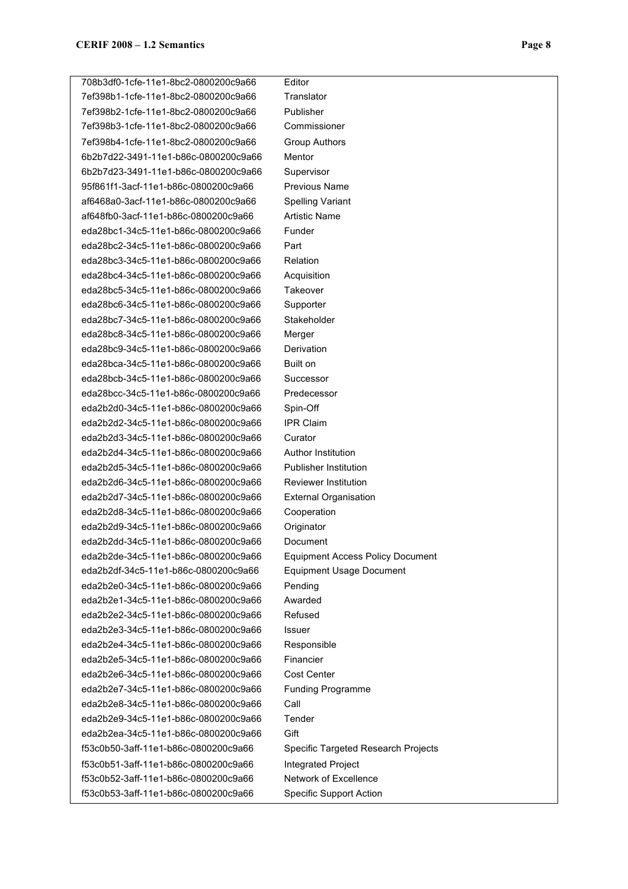| | |
|---|---|
| 708b3df0-1cfe-11e1-8bc2-0800200c9a66 | Editor |
| 7ef398b1-1cfe-11e1-8bc2-0800200c9a66 | Translator |
| 7ef398b2-1cfe-11e1-8bc2-0800200c9a66 | Publisher |
| 7ef398b3-1cfe-11e1-8bc2-0800200c9a66 | Commissioner |
| 7ef398b4-1cfe-11e1-8bc2-0800200c9a66 | Group Authors |
| 6b2b7d22-3491-11e1-b86c-0800200c9a66 | Mentor |
| 6b2b7d23-3491-11e1-b86c-0800200c9a66 | Supervisor |
| 95f861f1-3acf-11e1-b86c-0800200c9a66 | Previous Name |
| af6468a0-3acf-11e1-b86c-0800200c9a66 | Spelling Variant |
| af648fb0-3acf-11e1-b86c-0800200c9a66 | Artistic Name |
| eda28bc1-34c5-11e1-b86c-0800200c9a66 | Funder |
| eda28bc2-34c5-11e1-b86c-0800200c9a66 | Part |
| eda28bc3-34c5-11e1-b86c-0800200c9a66 | Relation |
| eda28bc4-34c5-11e1-b86c-0800200c9a66 | Acquisition |
| eda28bc5-34c5-11e1-b86c-0800200c9a66 | Takeover |
| eda28bc6-34c5-11e1-b86c-0800200c9a66 | Supporter |
| eda28bc7-34c5-11e1-b86c-0800200c9a66 | Stakeholder |
| eda28bc8-34c5-11e1-b86c-0800200c9a66 | Merger |
| eda28bc9-34c5-11e1-b86c-0800200c9a66 | Derivation |
| eda28bca-34c5-11e1-b86c-0800200c9a66 | Built on |
| eda28bcb-34c5-11e1-b86c-0800200c9a66 | Successor |
| eda28bcc-34c5-11e1-b86c-0800200c9a66 | Predecessor |
| eda2b2d0-34c5-11e1-b86c-0800200c9a66 | Spin-Off |
| eda2b2d2-34c5-11e1-b86c-0800200c9a66 | IPR Claim |
| eda2b2d3-34c5-11e1-b86c-0800200c9a66 | Curator |
| eda2b2d4-34c5-11e1-b86c-0800200c9a66 | Author Institution |
| eda2b2d5-34c5-11e1-b86c-0800200c9a66 | Publisher Institution |
| eda2b2d6-34c5-11e1-b86c-0800200c9a66 | Reviewer Institution |
| eda2b2d7-34c5-11e1-b86c-0800200c9a66 | External Organisation |
| eda2b2d8-34c5-11e1-b86c-0800200c9a66 | Cooperation |
| eda2b2d9-34c5-11e1-b86c-0800200c9a66 | Originator |
| eda2b2dd-34c5-11e1-b86c-0800200c9a66 | Document |
| eda2b2de-34c5-11e1-b86c-0800200c9a66 | Equipment Access Policy Document |
| eda2b2df-34c5-11e1-b86c-0800200c9a66 | Equipment Usage Document |
| eda2b2e0-34c5-11e1-b86c-0800200c9a66 | Pending |
| eda2b2e1-34c5-11e1-b86c-0800200c9a66 | Awarded |
| eda2b2e2-34c5-11e1-b86c-0800200c9a66 | Refused |
| eda2b2e3-34c5-11e1-b86c-0800200c9a66 | Issuer |
| eda2b2e4-34c5-11e1-b86c-0800200c9a66 | Responsible |
| eda2b2e5-34c5-11e1-b86c-0800200c9a66 | Financier |
| eda2b2e6-34c5-11e1-b86c-0800200c9a66 | Cost Center |
| eda2b2e7-34c5-11e1-b86c-0800200c9a66 | Funding Programme |
| eda2b2e8-34c5-11e1-b86c-0800200c9a66 | Call |
| eda2b2e9-34c5-11e1-b86c-0800200c9a66 | Tender |
| eda2b2ea-34c5-11e1-b86c-0800200c9a66 | Gift |
| f53c0b50-3aff-11e1-b86c-0800200c9a66 | Specific Targeted Research Projects |
| f53c0b51-3aff-11e1-b86c-0800200c9a66 | Integrated Project |
| f53c0b52-3aff-11e1-b86c-0800200c9a66 | Network of Excellence |
| f53c0b53-3aff-11e1-b86c-0800200c9a66 | Specific Support Action |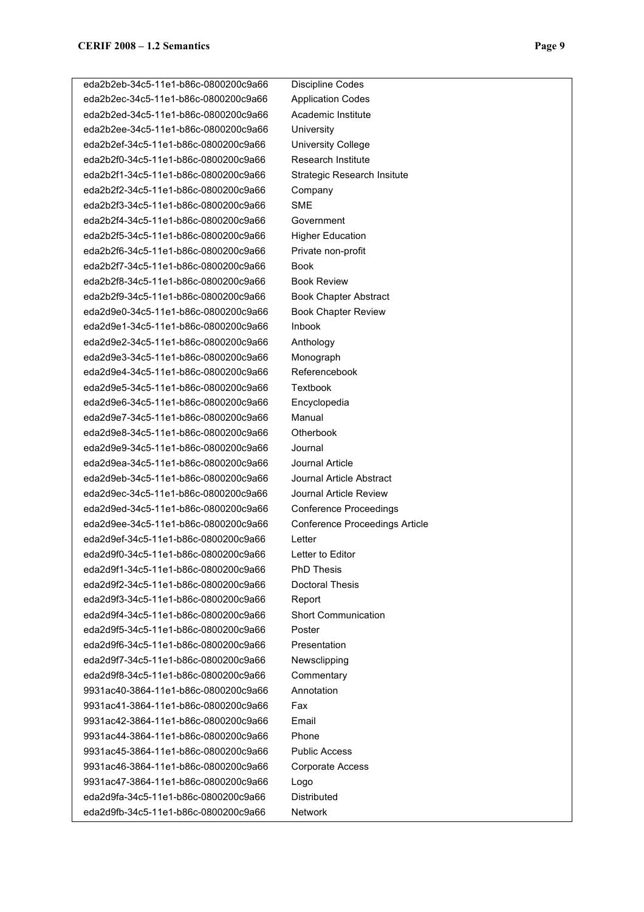| | |
|---|---|
| eda2b2eb-34c5-11e1-b86c-0800200c9a66 | Discipline Codes |
| eda2b2ec-34c5-11e1-b86c-0800200c9a66 | Application Codes |
| eda2b2ed-34c5-11e1-b86c-0800200c9a66 | Academic Institute |
| eda2b2ee-34c5-11e1-b86c-0800200c9a66 | University |
| eda2b2ef-34c5-11e1-b86c-0800200c9a66 | University College |
| eda2b2f0-34c5-11e1-b86c-0800200c9a66 | Research Institute |
| eda2b2f1-34c5-11e1-b86c-0800200c9a66 | Strategic Research Insitute |
| eda2b2f2-34c5-11e1-b86c-0800200c9a66 | Company |
| eda2b2f3-34c5-11e1-b86c-0800200c9a66 | SME |
| eda2b2f4-34c5-11e1-b86c-0800200c9a66 | Government |
| eda2b2f5-34c5-11e1-b86c-0800200c9a66 | Higher Education |
| eda2b2f6-34c5-11e1-b86c-0800200c9a66 | Private non-profit |
| eda2b2f7-34c5-11e1-b86c-0800200c9a66 | Book |
| eda2b2f8-34c5-11e1-b86c-0800200c9a66 | Book Review |
| eda2b2f9-34c5-11e1-b86c-0800200c9a66 | Book Chapter Abstract |
| eda2d9e0-34c5-11e1-b86c-0800200c9a66 | Book Chapter Review |
| eda2d9e1-34c5-11e1-b86c-0800200c9a66 | Inbook |
| eda2d9e2-34c5-11e1-b86c-0800200c9a66 | Anthology |
| eda2d9e3-34c5-11e1-b86c-0800200c9a66 | Monograph |
| eda2d9e4-34c5-11e1-b86c-0800200c9a66 | Referencebook |
| eda2d9e5-34c5-11e1-b86c-0800200c9a66 | Textbook |
| eda2d9e6-34c5-11e1-b86c-0800200c9a66 | Encyclopedia |
| eda2d9e7-34c5-11e1-b86c-0800200c9a66 | Manual |
| eda2d9e8-34c5-11e1-b86c-0800200c9a66 | Otherbook |
| eda2d9e9-34c5-11e1-b86c-0800200c9a66 | Journal |
| eda2d9ea-34c5-11e1-b86c-0800200c9a66 | Journal Article |
| eda2d9eb-34c5-11e1-b86c-0800200c9a66 | Journal Article Abstract |
| eda2d9ec-34c5-11e1-b86c-0800200c9a66 | Journal Article Review |
| eda2d9ed-34c5-11e1-b86c-0800200c9a66 | Conference Proceedings |
| eda2d9ee-34c5-11e1-b86c-0800200c9a66 | Conference Proceedings Article |
| eda2d9ef-34c5-11e1-b86c-0800200c9a66 | Letter |
| eda2d9f0-34c5-11e1-b86c-0800200c9a66 | Letter to Editor |
| eda2d9f1-34c5-11e1-b86c-0800200c9a66 | PhD Thesis |
| eda2d9f2-34c5-11e1-b86c-0800200c9a66 | Doctoral Thesis |
| eda2d9f3-34c5-11e1-b86c-0800200c9a66 | Report |
| eda2d9f4-34c5-11e1-b86c-0800200c9a66 | Short Communication |
| eda2d9f5-34c5-11e1-b86c-0800200c9a66 | Poster |
| eda2d9f6-34c5-11e1-b86c-0800200c9a66 | Presentation |
| eda2d9f7-34c5-11e1-b86c-0800200c9a66 | Newsclipping |
| eda2d9f8-34c5-11e1-b86c-0800200c9a66 | Commentary |
| 9931ac40-3864-11e1-b86c-0800200c9a66 | Annotation |
| 9931ac41-3864-11e1-b86c-0800200c9a66 | Fax |
| 9931ac42-3864-11e1-b86c-0800200c9a66 | Email |
| 9931ac44-3864-11e1-b86c-0800200c9a66 | Phone |
| 9931ac45-3864-11e1-b86c-0800200c9a66 | Public Access |
| 9931ac46-3864-11e1-b86c-0800200c9a66 | Corporate Access |
| 9931ac47-3864-11e1-b86c-0800200c9a66 | Logo |
| eda2d9fa-34c5-11e1-b86c-0800200c9a66 | Distributed |
| eda2d9fb-34c5-11e1-b86c-0800200c9a66 | Network |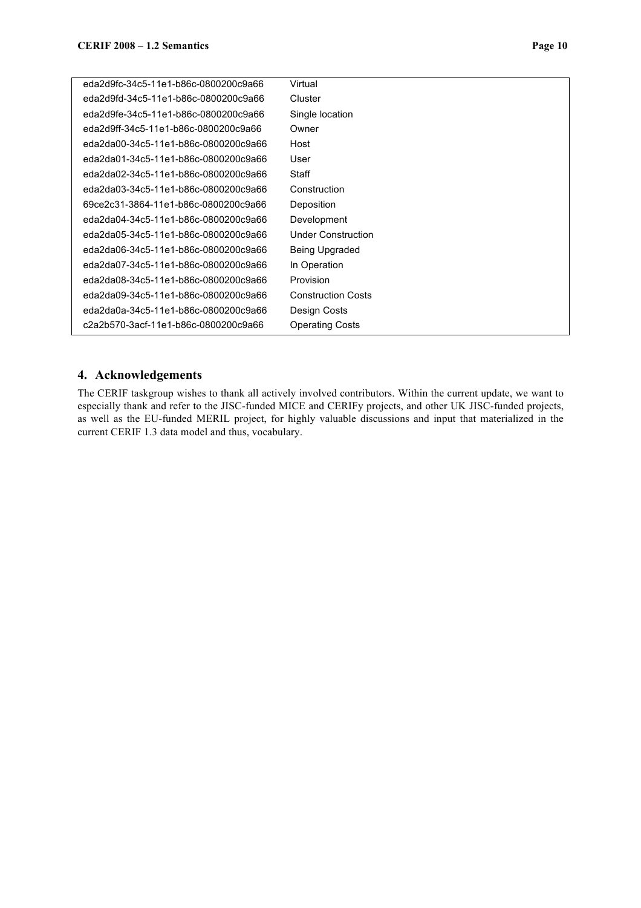| | |
|---|---|
| eda2d9fc-34c5-11e1-b86c-0800200c9a66 | Virtual |
| eda2d9fd-34c5-11e1-b86c-0800200c9a66 | Cluster |
| eda2d9fe-34c5-11e1-b86c-0800200c9a66 | Single location |
| eda2d9ff-34c5-11e1-b86c-0800200c9a66 | Owner |
| eda2da00-34c5-11e1-b86c-0800200c9a66 | Host |
| eda2da01-34c5-11e1-b86c-0800200c9a66 | User |
| eda2da02-34c5-11e1-b86c-0800200c9a66 | Staff |
| eda2da03-34c5-11e1-b86c-0800200c9a66 | Construction |
| 69ce2c31-3864-11e1-b86c-0800200c9a66 | Deposition |
| eda2da04-34c5-11e1-b86c-0800200c9a66 | Development |
| eda2da05-34c5-11e1-b86c-0800200c9a66 | Under Construction |
| eda2da06-34c5-11e1-b86c-0800200c9a66 | Being Upgraded |
| eda2da07-34c5-11e1-b86c-0800200c9a66 | In Operation |
| eda2da08-34c5-11e1-b86c-0800200c9a66 | Provision |
| eda2da09-34c5-11e1-b86c-0800200c9a66 | Construction Costs |
| eda2da0a-34c5-11e1-b86c-0800200c9a66 | Design Costs |
| c2a2b570-3acf-11e1-b86c-0800200c9a66 | Operating Costs |

## 4. Acknowledgements

The CERIF taskgroup wishes to thank all actively involved contributors. Within the current update, we want to especially thank and refer to the JISC-funded MICE and CERIFy projects, and other UK JISC-funded projects, as well as the EU-funded MERIL project, for highly valuable discussions and input that materialized in the current CERIF 1.3 data model and thus, vocabulary.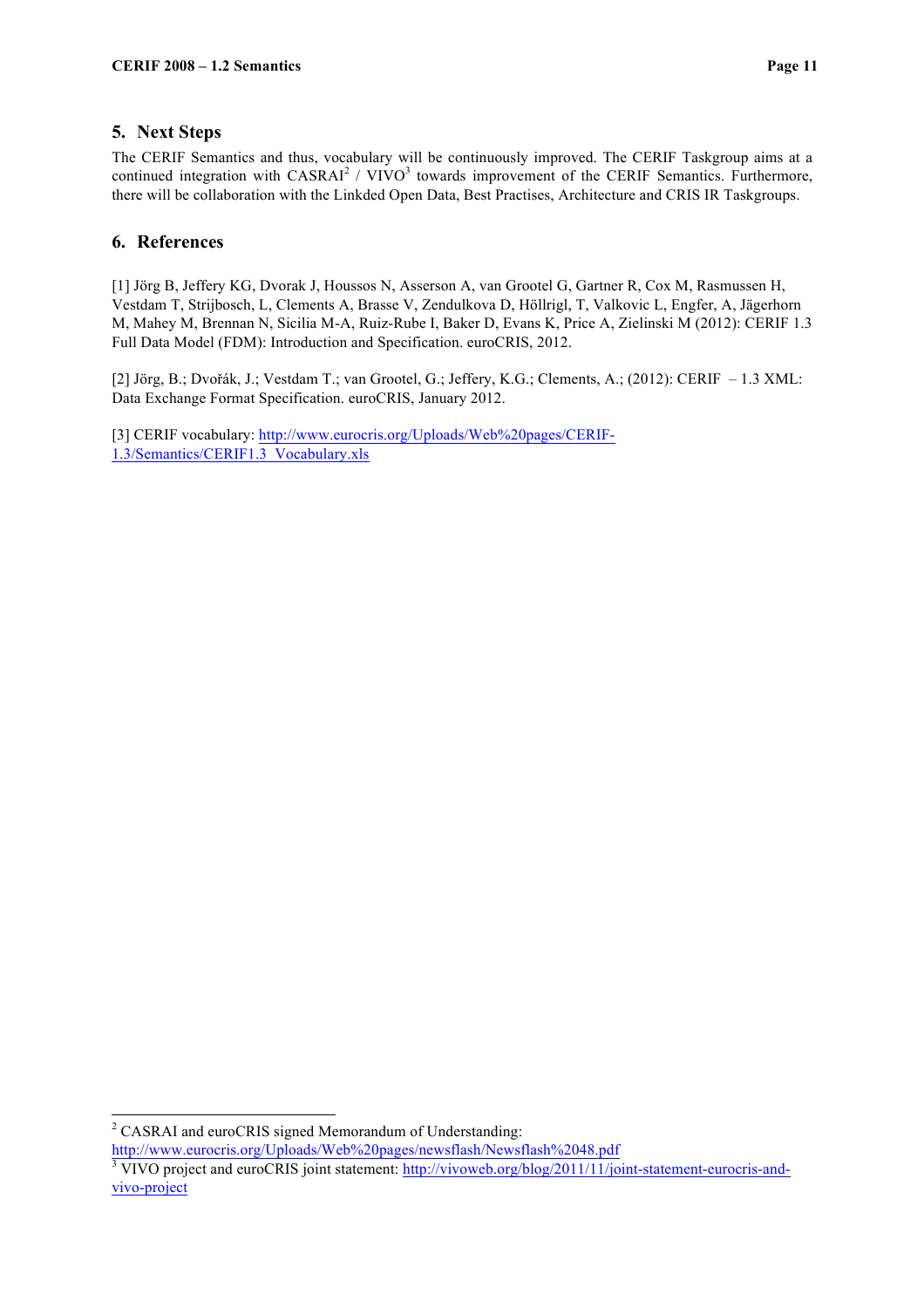## 5. Next Steps

The CERIF Semantics and thus, vocabulary will be continuously improved. The CERIF Taskgroup aims at a continued integration with CASRAI[2] / VIVO[3] towards improvement of the CERIF Semantics. Furthermore, there will be collaboration with the Linkded Open Data, Best Practises, Architecture and CRIS IR Taskgroups.

## 6. References

[1] Jörg B, Jeffery KG, Dvorak J, Houssos N, Asserson A, van Grootel G, Gartner R, Cox M, Rasmussen H, Vestdam T, Strijbosch, L, Clements A, Brasse V, Zendulkova D, Höllrigl, T, Valkovic L, Engfer, A, Jägerhorn M, Mahey M, Brennan N, Sicilia M-A, Ruiz-Rube I, Baker D, Evans K, Price A, Zielinski M (2012): CERIF 1.3 Full Data Model (FDM): Introduction and Specification. euroCRIS, 2012.

[2] Jörg, B.; Dvořák, J.; Vestdam T.; van Grootel, G.; Jeffery, K.G.; Clements, A.; (2012): CERIF – 1.3 XML: Data Exchange Format Specification. euroCRIS, January 2012.

[3] CERIF vocabulary: http://www.eurocris.org/Uploads/Web%20pages/CERIF-1.3/Semantics/CERIF1.3_Vocabulary.xls

---

[2] CASRAI and euroCRIS signed Memorandum of Understanding: http://www.eurocris.org/Uploads/Web%20pages/newsflash/Newsflash%2048.pdf

[3] VIVO project and euroCRIS joint statement: http://vivoweb.org/blog/2011/11/joint-statement-eurocris-and-vivo-project